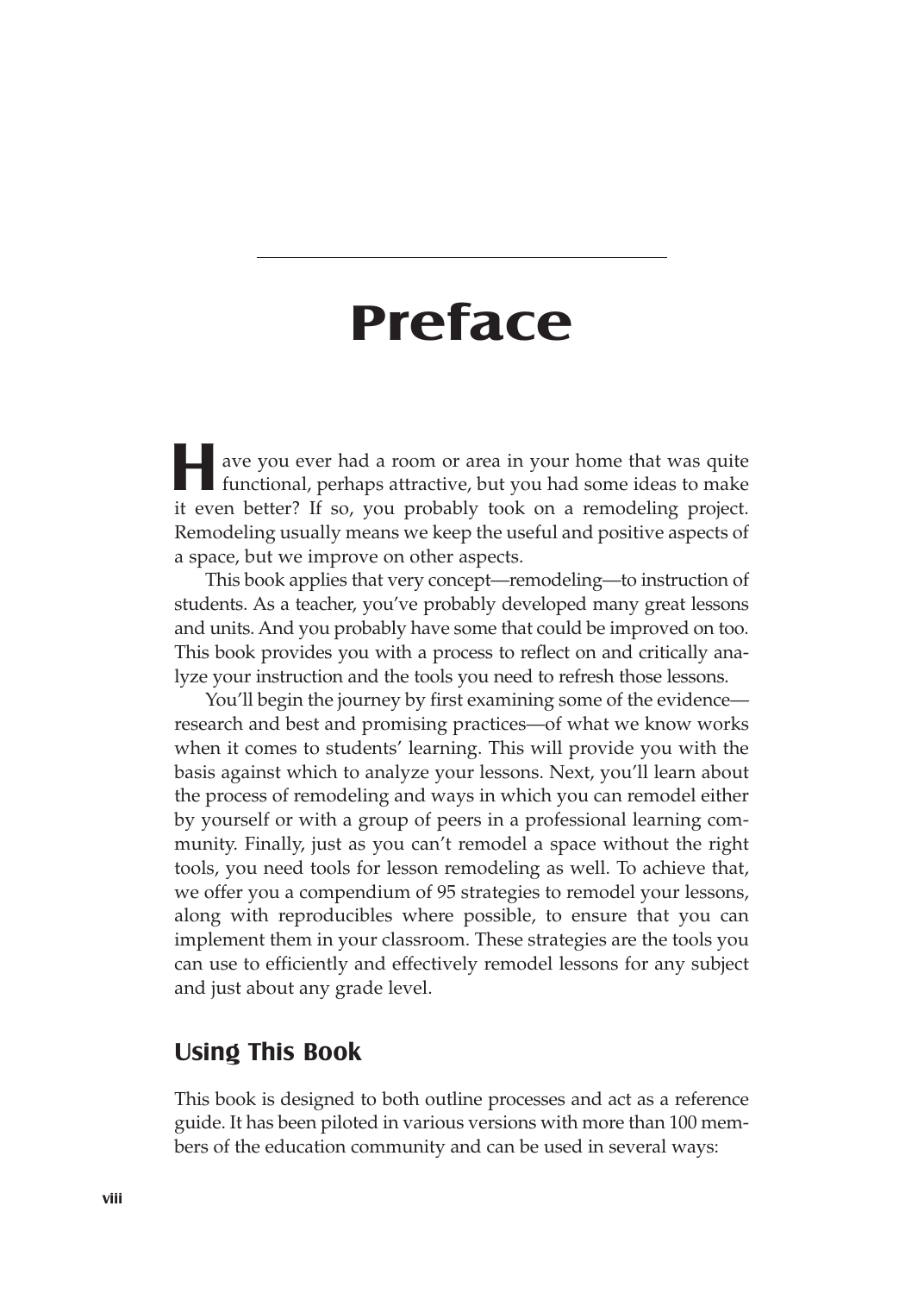# Preface

Have you ever had a room or area in your home that was quite functional, perhaps attractive, but you had some ideas to make it even better? If so, you probably took on a remodeling project. Remodeling usually means we keep the useful and positive aspects of a space, but we improve on other aspects.

This book applies that very concept—remodeling—to instruction of students. As a teacher, you've probably developed many great lessons and units. And you probably have some that could be improved on too. This book provides you with a process to reflect on and critically analyze your instruction and the tools you need to refresh those lessons.

You'll begin the journey by first examining some of the evidence—research and best and promising practices—of what we know works when it comes to students' learning. This will provide you with the basis against which to analyze your lessons. Next, you'll learn about the process of remodeling and ways in which you can remodel either by yourself or with a group of peers in a professional learning community. Finally, just as you can't remodel a space without the right tools, you need tools for lesson remodeling as well. To achieve that, we offer you a compendium of 95 strategies to remodel your lessons, along with reproducibles where possible, to ensure that you can implement them in your classroom. These strategies are the tools you can use to efficiently and effectively remodel lessons for any subject and just about any grade level.

## Using This Book

This book is designed to both outline processes and act as a reference guide. It has been piloted in various versions with more than 100 members of the education community and can be used in several ways: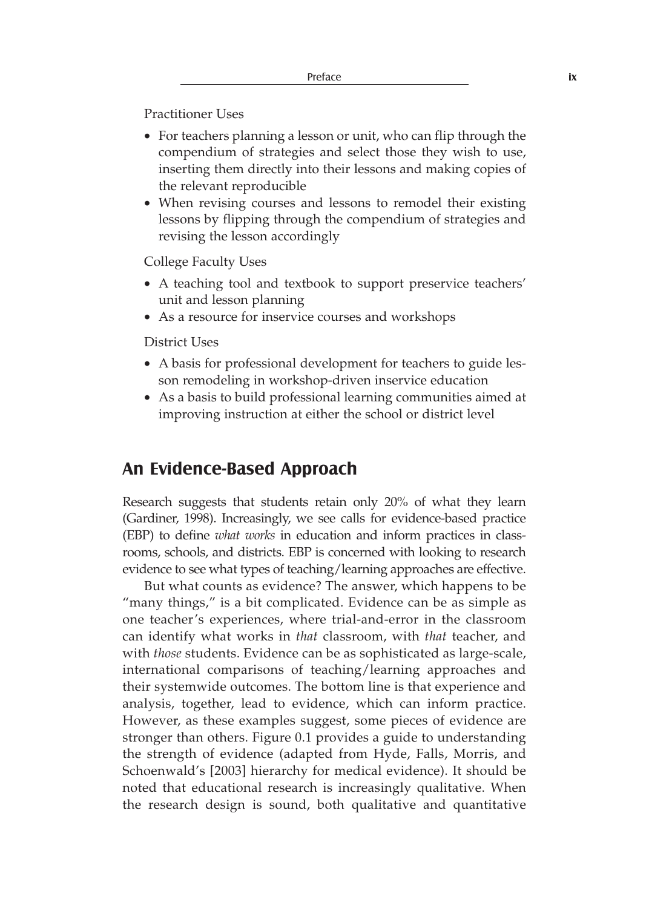Practitioner Uses

- For teachers planning a lesson or unit, who can flip through the compendium of strategies and select those they wish to use, inserting them directly into their lessons and making copies of the relevant reproducible
- When revising courses and lessons to remodel their existing lessons by flipping through the compendium of strategies and revising the lesson accordingly

College Faculty Uses

- A teaching tool and textbook to support preservice teachers' unit and lesson planning
- As a resource for inservice courses and workshops

District Uses

- A basis for professional development for teachers to guide lesson remodeling in workshop-driven inservice education
- As a basis to build professional learning communities aimed at improving instruction at either the school or district level

## An Evidence-Based Approach

Research suggests that students retain only 20% of what they learn (Gardiner, 1998). Increasingly, we see calls for evidence-based practice (EBP) to define *what works* in education and inform practices in classrooms, schools, and districts. EBP is concerned with looking to research evidence to see what types of teaching/learning approaches are effective.

But what counts as evidence? The answer, which happens to be "many things," is a bit complicated. Evidence can be as simple as one teacher's experiences, where trial-and-error in the classroom can identify what works in *that* classroom, with *that* teacher, and with *those* students. Evidence can be as sophisticated as large-scale, international comparisons of teaching/learning approaches and their systemwide outcomes. The bottom line is that experience and analysis, together, lead to evidence, which can inform practice. However, as these examples suggest, some pieces of evidence are stronger than others. Figure 0.1 provides a guide to understanding the strength of evidence (adapted from Hyde, Falls, Morris, and Schoenwald's [2003] hierarchy for medical evidence). It should be noted that educational research is increasingly qualitative. When the research design is sound, both qualitative and quantitative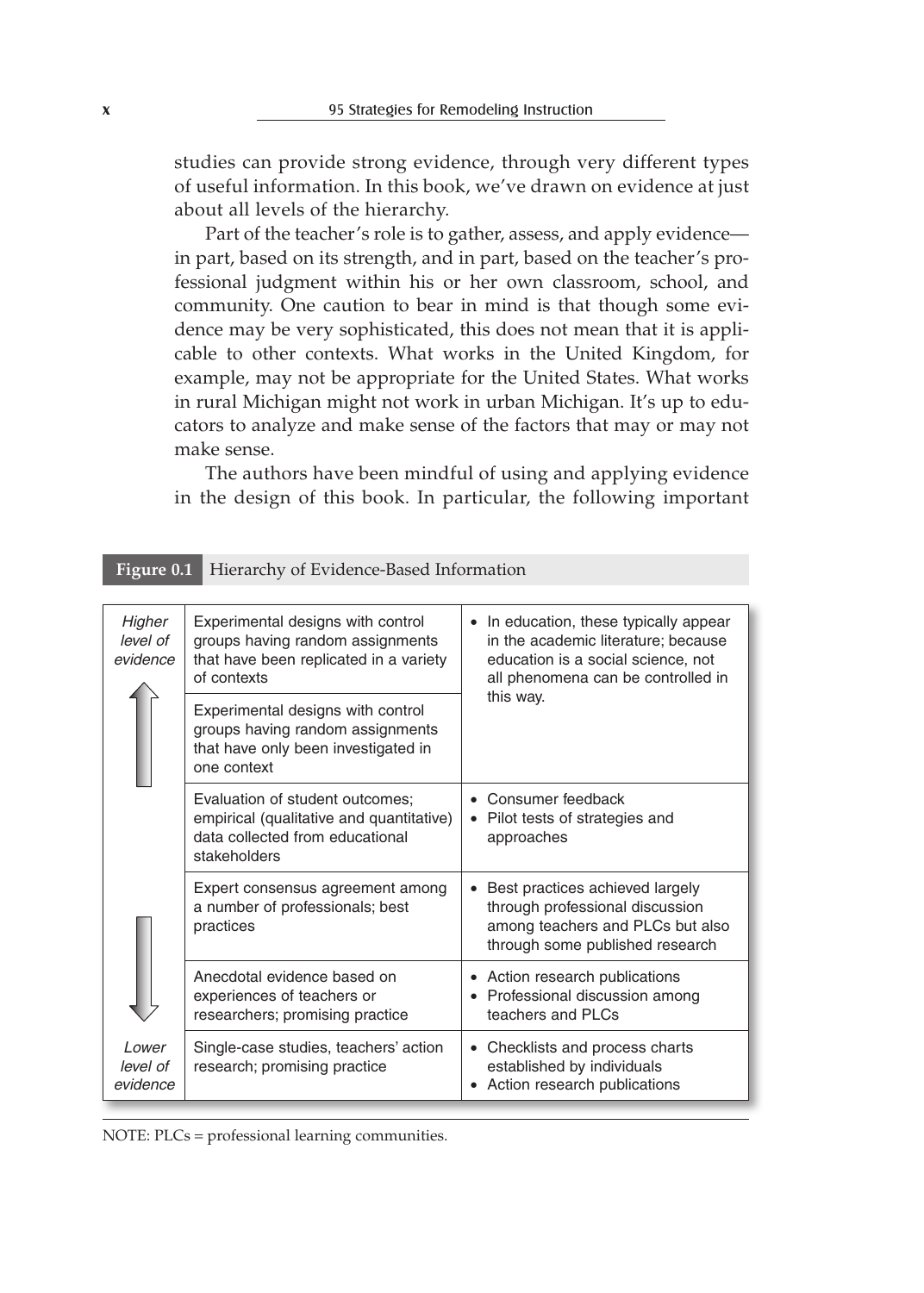studies can provide strong evidence, through very different types of useful information. In this book, we've drawn on evidence at just about all levels of the hierarchy.

Part of the teacher's role is to gather, assess, and apply evidence—in part, based on its strength, and in part, based on the teacher's professional judgment within his or her own classroom, school, and community. One caution to bear in mind is that though some evidence may be very sophisticated, this does not mean that it is applicable to other contexts. What works in the United Kingdom, for example, may not be appropriate for the United States. What works in rural Michigan might not work in urban Michigan. It's up to educators to analyze and make sense of the factors that may or may not make sense.

The authors have been mindful of using and applying evidence in the design of this book. In particular, the following important

**Figure 0.1** Hierarchy of Evidence-Based Information

| | | |
|---|---|---|
| *Higher level of evidence* ↑ | Experimental designs with control groups having random assignments that have been replicated in a variety of contexts | • In education, these typically appear in the academic literature; because education is a social science, not all phenomena can be controlled in this way. |
| | Experimental designs with control groups having random assignments that have only been investigated in one context | |
| | Evaluation of student outcomes; empirical (qualitative and quantitative) data collected from educational stakeholders | • Consumer feedback<br>• Pilot tests of strategies and approaches |
| | Expert consensus agreement among a number of professionals; best practices | • Best practices achieved largely through professional discussion among teachers and PLCs but also through some published research |
| ↓ | Anecdotal evidence based on experiences of teachers or researchers; promising practice | • Action research publications<br>• Professional discussion among teachers and PLCs |
| *Lower level of evidence* | Single-case studies, teachers' action research; promising practice | • Checklists and process charts established by individuals<br>• Action research publications |

NOTE: PLCs = professional learning communities.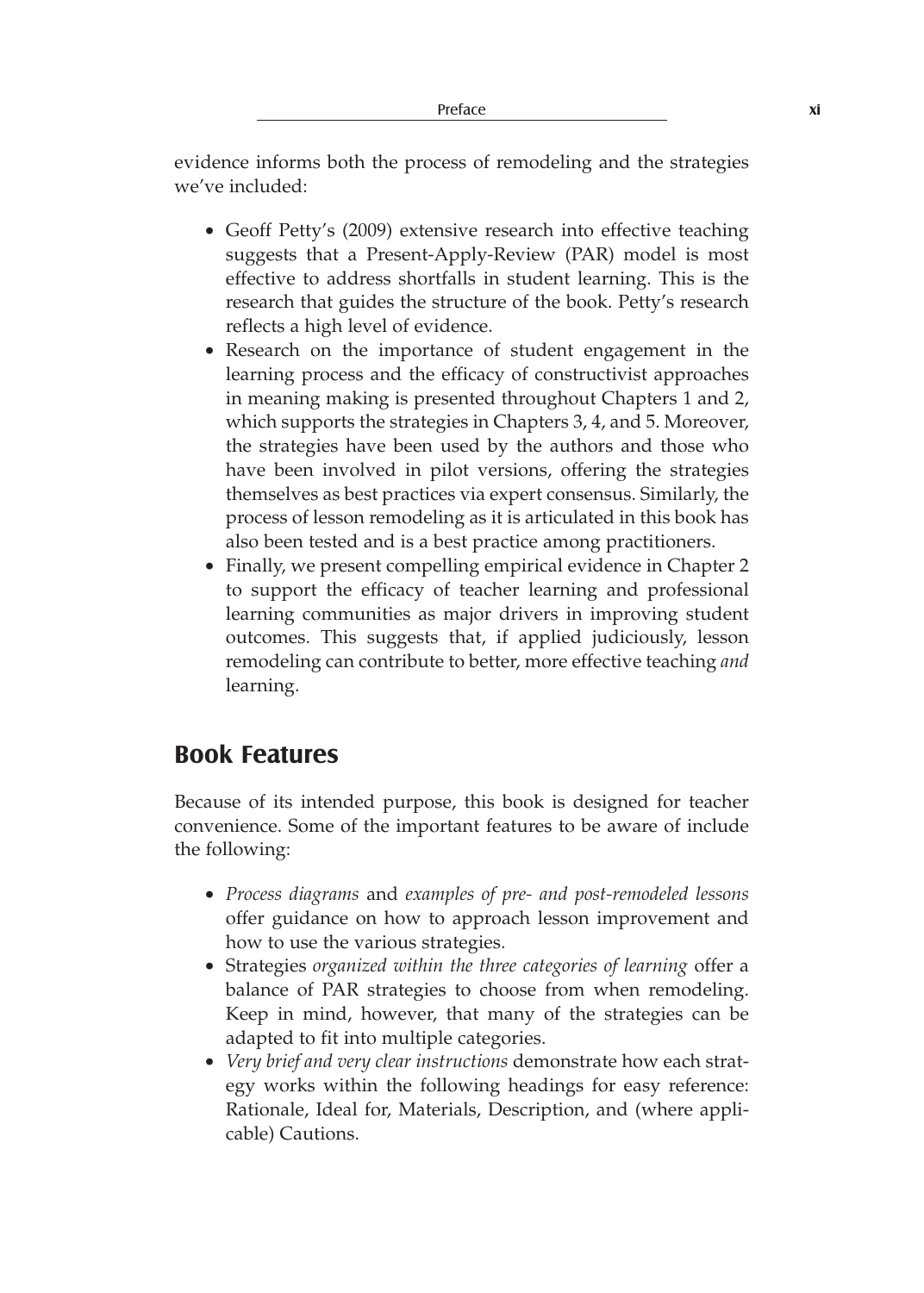evidence informs both the process of remodeling and the strategies we've included:

- Geoff Petty's (2009) extensive research into effective teaching suggests that a Present-Apply-Review (PAR) model is most effective to address shortfalls in student learning. This is the research that guides the structure of the book. Petty's research reflects a high level of evidence.
- Research on the importance of student engagement in the learning process and the efficacy of constructivist approaches in meaning making is presented throughout Chapters 1 and 2, which supports the strategies in Chapters 3, 4, and 5. Moreover, the strategies have been used by the authors and those who have been involved in pilot versions, offering the strategies themselves as best practices via expert consensus. Similarly, the process of lesson remodeling as it is articulated in this book has also been tested and is a best practice among practitioners.
- Finally, we present compelling empirical evidence in Chapter 2 to support the efficacy of teacher learning and professional learning communities as major drivers in improving student outcomes. This suggests that, if applied judiciously, lesson remodeling can contribute to better, more effective teaching *and* learning.

## Book Features

Because of its intended purpose, this book is designed for teacher convenience. Some of the important features to be aware of include the following:

- *Process diagrams* and *examples of pre- and post-remodeled lessons* offer guidance on how to approach lesson improvement and how to use the various strategies.
- Strategies *organized within the three categories of learning* offer a balance of PAR strategies to choose from when remodeling. Keep in mind, however, that many of the strategies can be adapted to fit into multiple categories.
- *Very brief and very clear instructions* demonstrate how each strategy works within the following headings for easy reference: Rationale, Ideal for, Materials, Description, and (where applicable) Cautions.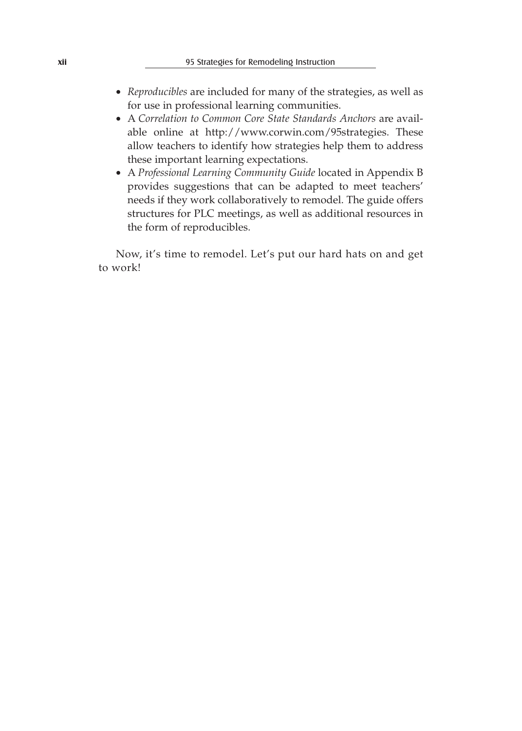- *Reproducibles* are included for many of the strategies, as well as for use in professional learning communities.
- A *Correlation to Common Core State Standards Anchors* are available online at http://www.corwin.com/95strategies. These allow teachers to identify how strategies help them to address these important learning expectations.
- A *Professional Learning Community Guide* located in Appendix B provides suggestions that can be adapted to meet teachers' needs if they work collaboratively to remodel. The guide offers structures for PLC meetings, as well as additional resources in the form of reproducibles.

Now, it's time to remodel. Let's put our hard hats on and get to work!